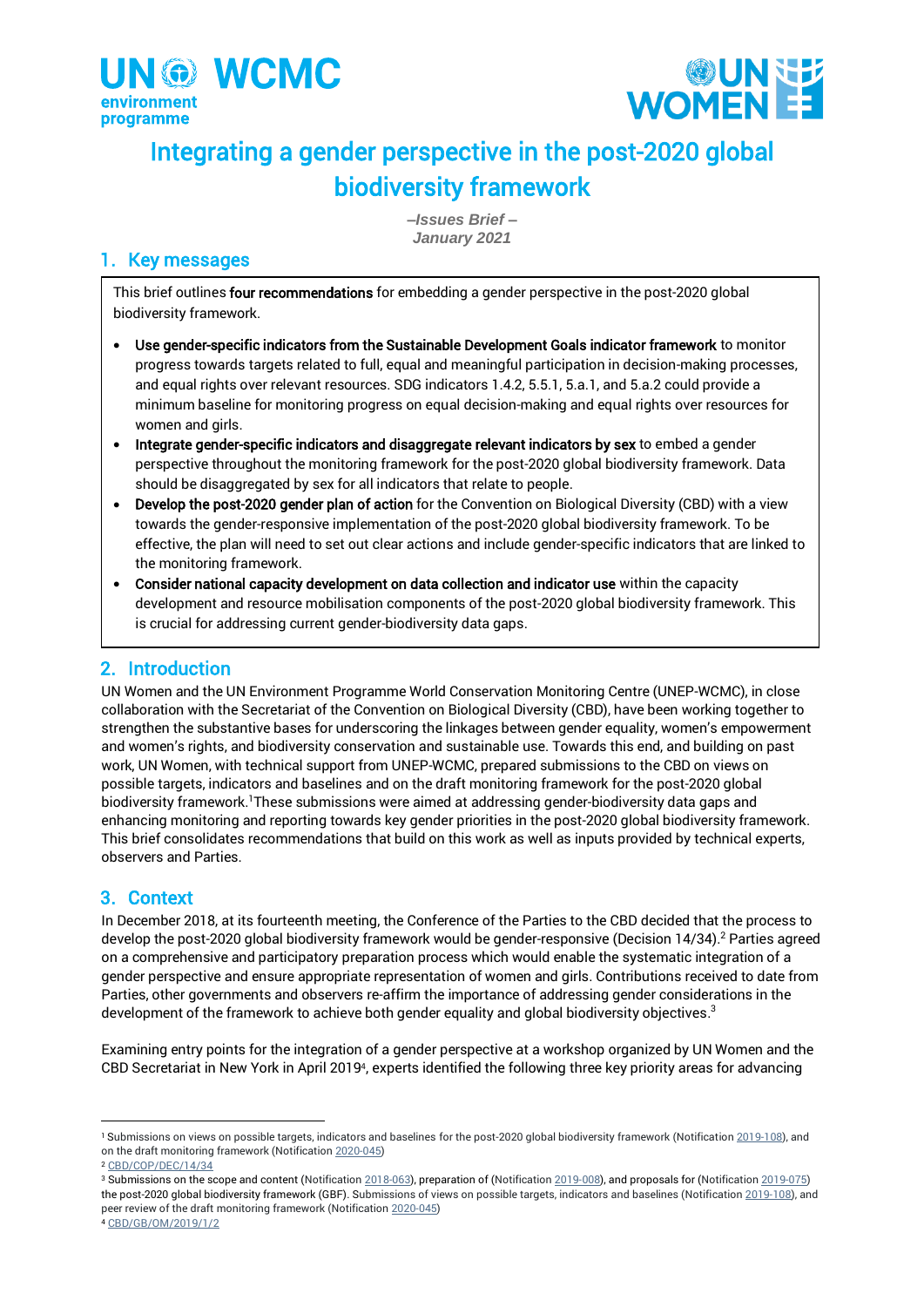# Integrating a gender perspective in the post-2020 global biodiversity framework

*–Issues Brief –*
*January 2021*

## 1. Key messages

This brief outlines **four recommendations** for embedding a gender perspective in the post-2020 global biodiversity framework.

- **Use gender-specific indicators from the Sustainable Development Goals indicator framework** to monitor progress towards targets related to full, equal and meaningful participation in decision-making processes, and equal rights over relevant resources. SDG indicators 1.4.2, 5.5.1, 5.a.1, and 5.a.2 could provide a minimum baseline for monitoring progress on equal decision-making and equal rights over resources for women and girls.
- **Integrate gender-specific indicators and disaggregate relevant indicators by sex** to embed a gender perspective throughout the monitoring framework for the post-2020 global biodiversity framework. Data should be disaggregated by sex for all indicators that relate to people.
- **Develop the post-2020 gender plan of action** for the Convention on Biological Diversity (CBD) with a view towards the gender-responsive implementation of the post-2020 global biodiversity framework. To be effective, the plan will need to set out clear actions and include gender-specific indicators that are linked to the monitoring framework.
- **Consider national capacity development on data collection and indicator use** within the capacity development and resource mobilisation components of the post-2020 global biodiversity framework. This is crucial for addressing current gender-biodiversity data gaps.

## 2. Introduction

UN Women and the UN Environment Programme World Conservation Monitoring Centre (UNEP-WCMC), in close collaboration with the Secretariat of the Convention on Biological Diversity (CBD), have been working together to strengthen the substantive bases for underscoring the linkages between gender equality, women's empowerment and women's rights, and biodiversity conservation and sustainable use. Towards this end, and building on past work, UN Women, with technical support from UNEP-WCMC, prepared submissions to the CBD on views on possible targets, indicators and baselines and on the draft monitoring framework for the post-2020 global biodiversity framework.[1] These submissions were aimed at addressing gender-biodiversity data gaps and enhancing monitoring and reporting towards key gender priorities in the post-2020 global biodiversity framework. This brief consolidates recommendations that build on this work as well as inputs provided by technical experts, observers and Parties.

## 3. Context

In December 2018, at its fourteenth meeting, the Conference of the Parties to the CBD decided that the process to develop the post-2020 global biodiversity framework would be gender-responsive (Decision 14/34).[2] Parties agreed on a comprehensive and participatory preparation process which would enable the systematic integration of a gender perspective and ensure appropriate representation of women and girls. Contributions received to date from Parties, other governments and observers re-affirm the importance of addressing gender considerations in the development of the framework to achieve both gender equality and global biodiversity objectives.[3]

Examining entry points for the integration of a gender perspective at a workshop organized by UN Women and the CBD Secretariat in New York in April 2019[4], experts identified the following three key priority areas for advancing

---

[1] Submissions on views on possible targets, indicators and baselines for the post-2020 global biodiversity framework (Notification 2019-108), and on the draft monitoring framework (Notification 2020-045)

[2] CBD/COP/DEC/14/34

[3] Submissions on the scope and content (Notification 2018-063), preparation of (Notification 2019-008), and proposals for (Notification 2019-075) the post-2020 global biodiversity framework (GBF). Submissions of views on possible targets, indicators and baselines (Notification 2019-108), and peer review of the draft monitoring framework (Notification 2020-045)

[4] CBD/GB/OM/2019/1/2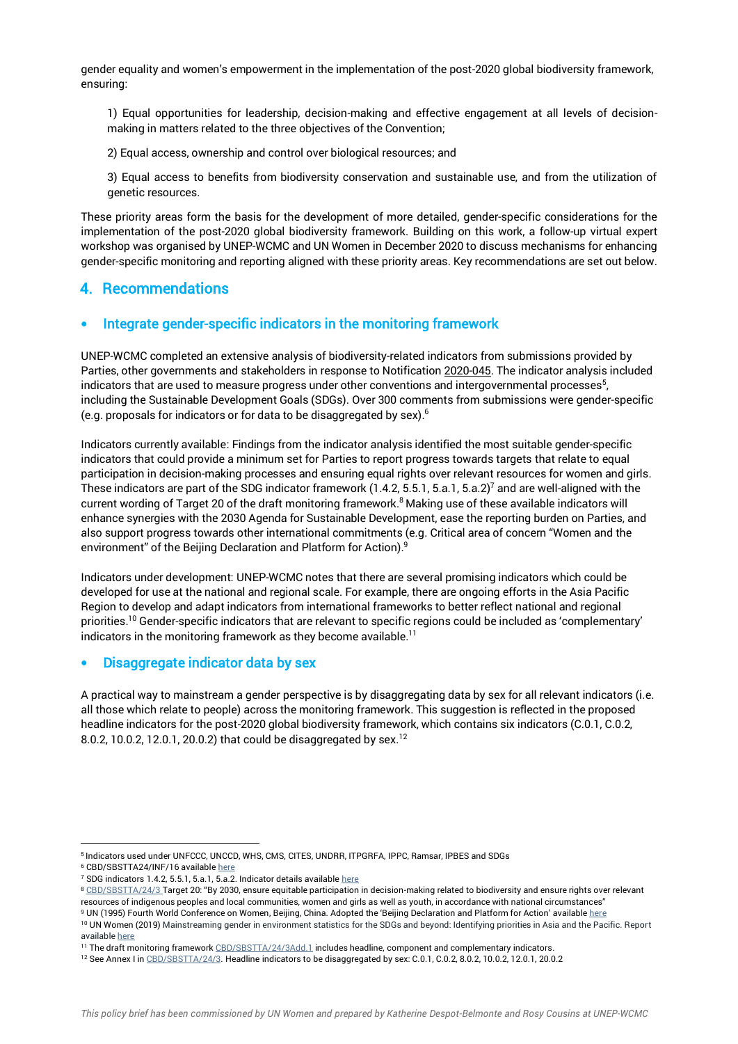gender equality and women's empowerment in the implementation of the post-2020 global biodiversity framework, ensuring:

1) Equal opportunities for leadership, decision-making and effective engagement at all levels of decision-making in matters related to the three objectives of the Convention;

2) Equal access, ownership and control over biological resources; and

3) Equal access to benefits from biodiversity conservation and sustainable use, and from the utilization of genetic resources.

These priority areas form the basis for the development of more detailed, gender-specific considerations for the implementation of the post-2020 global biodiversity framework. Building on this work, a follow-up virtual expert workshop was organised by UNEP-WCMC and UN Women in December 2020 to discuss mechanisms for enhancing gender-specific monitoring and reporting aligned with these priority areas. Key recommendations are set out below.

## 4. Recommendations

### • Integrate gender-specific indicators in the monitoring framework

UNEP-WCMC completed an extensive analysis of biodiversity-related indicators from submissions provided by Parties, other governments and stakeholders in response to Notification 2020-045. The indicator analysis included indicators that are used to measure progress under other conventions and intergovernmental processes[5], including the Sustainable Development Goals (SDGs). Over 300 comments from submissions were gender-specific (e.g. proposals for indicators or for data to be disaggregated by sex).[6]

Indicators currently available: Findings from the indicator analysis identified the most suitable gender-specific indicators that could provide a minimum set for Parties to report progress towards targets that relate to equal participation in decision-making processes and ensuring equal rights over relevant resources for women and girls. These indicators are part of the SDG indicator framework (1.4.2, 5.5.1, 5.a.1, 5.a.2)[7] and are well-aligned with the current wording of Target 20 of the draft monitoring framework.[8] Making use of these available indicators will enhance synergies with the 2030 Agenda for Sustainable Development, ease the reporting burden on Parties, and also support progress towards other international commitments (e.g. Critical area of concern "Women and the environment" of the Beijing Declaration and Platform for Action).[9]

Indicators under development: UNEP-WCMC notes that there are several promising indicators which could be developed for use at the national and regional scale. For example, there are ongoing efforts in the Asia Pacific Region to develop and adapt indicators from international frameworks to better reflect national and regional priorities.[10] Gender-specific indicators that are relevant to specific regions could be included as 'complementary' indicators in the monitoring framework as they become available.[11]

### • Disaggregate indicator data by sex

A practical way to mainstream a gender perspective is by disaggregating data by sex for all relevant indicators (i.e. all those which relate to people) across the monitoring framework. This suggestion is reflected in the proposed headline indicators for the post-2020 global biodiversity framework, which contains six indicators (C.0.1, C.0.2, 8.0.2, 10.0.2, 12.0.1, 20.0.2) that could be disaggregated by sex.[12]

---

[5] Indicators used under UNFCCC, UNCCD, WHS, CMS, CITES, UNDRR, ITPGRFA, IPPC, Ramsar, IPBES and SDGs

[6] CBD/SBSTTA24/INF/16 available here

[7] SDG indicators 1.4.2, 5.5.1, 5.a.1, 5.a.2. Indicator details available here

[8] CBD/SBSTTA/24/3 Target 20: "By 2030, ensure equitable participation in decision-making related to biodiversity and ensure rights over relevant resources of indigenous peoples and local communities, women and girls as well as youth, in accordance with national circumstances"

[9] UN (1995) Fourth World Conference on Women, Beijing, China. Adopted the 'Beijing Declaration and Platform for Action' available here

[10] UN Women (2019) Mainstreaming gender in environment statistics for the SDGs and beyond: Identifying priorities in Asia and the Pacific. Report available here

[11] The draft monitoring framework CBD/SBSTTA/24/3Add.1 includes headline, component and complementary indicators.

[12] See Annex I in CBD/SBSTTA/24/3. Headline indicators to be disaggregated by sex: C.0.1, C.0.2, 8.0.2, 10.0.2, 12.0.1, 20.0.2

*This policy brief has been commissioned by UN Women and prepared by Katherine Despot-Belmonte and Rosy Cousins at UNEP-WCMC*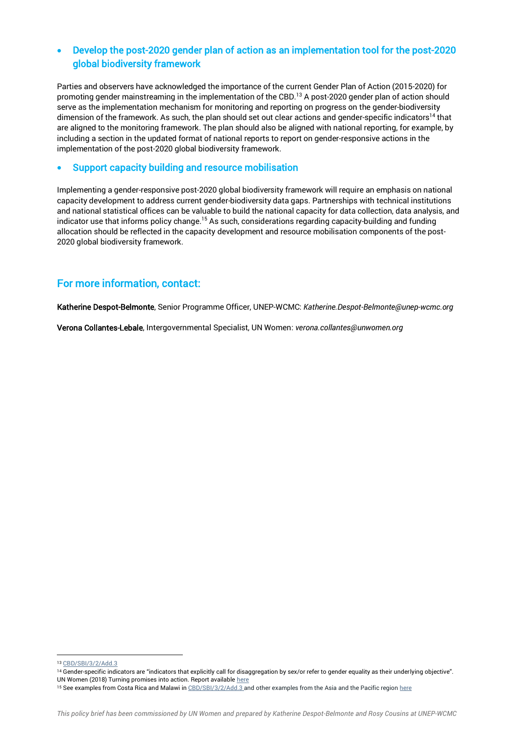- **Develop the post-2020 gender plan of action as an implementation tool for the post-2020 global biodiversity framework**

Parties and observers have acknowledged the importance of the current Gender Plan of Action (2015-2020) for promoting gender mainstreaming in the implementation of the CBD.[13] A post-2020 gender plan of action should serve as the implementation mechanism for monitoring and reporting on progress on the gender-biodiversity dimension of the framework. As such, the plan should set out clear actions and gender-specific indicators[14] that are aligned to the monitoring framework. The plan should also be aligned with national reporting, for example, by including a section in the updated format of national reports to report on gender-responsive actions in the implementation of the post-2020 global biodiversity framework.

- **Support capacity building and resource mobilisation**

Implementing a gender-responsive post-2020 global biodiversity framework will require an emphasis on national capacity development to address current gender-biodiversity data gaps. Partnerships with technical institutions and national statistical offices can be valuable to build the national capacity for data collection, data analysis, and indicator use that informs policy change.[15] As such, considerations regarding capacity-building and funding allocation should be reflected in the capacity development and resource mobilisation components of the post-2020 global biodiversity framework.

## For more information, contact:

**Katherine Despot-Belmonte**, Senior Programme Officer, UNEP-WCMC: *Katherine.Despot-Belmonte@unep-wcmc.org*

**Verona Collantes-Lebale**, Intergovernmental Specialist, UN Women: *verona.collantes@unwomen.org*

---

[13] CBD/SBI/3/2/Add.3

[14] Gender-specific indicators are "indicators that explicitly call for disaggregation by sex/or refer to gender equality as their underlying objective". UN Women (2018) Turning promises into action. Report available here

[15] See examples from Costa Rica and Malawi in CBD/SBI/3/2/Add.3 and other examples from the Asia and the Pacific region here

*This policy brief has been commissioned by UN Women and prepared by Katherine Despot-Belmonte and Rosy Cousins at UNEP-WCMC*